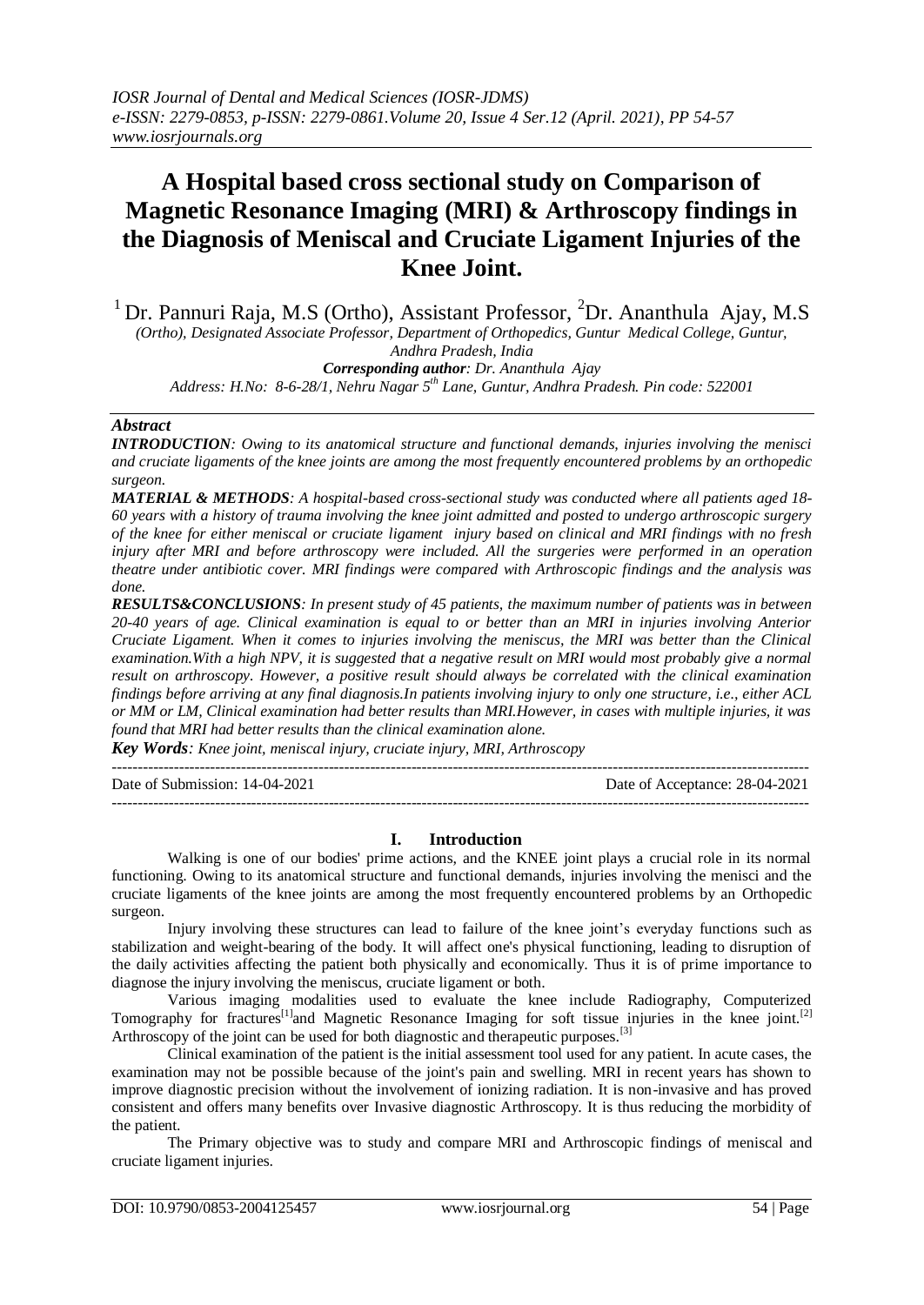# A Hospital based cross sectional study on Comparison of Magnetic Resonance Imaging (MRI) & Arthroscopy findings in the Diagnosis of Meniscal and Cruciate Ligament Injuries of the Knee Joint.

[1] Dr. Pannuri Raja, M.S (Ortho), Assistant Professor, [2]Dr. Ananthula Ajay, M.S (Ortho), Designated Associate Professor, Department of Orthopedics, Guntur Medical College, Guntur, Andhra Pradesh, India

***Corresponding author**: Dr. Ananthula Ajay*

*Address: H.No: 8-6-28/1, Nehru Nagar 5th Lane, Guntur, Andhra Pradesh. Pin code: 522001*

### *Abstract*

***INTRODUCTION**: Owing to its anatomical structure and functional demands, injuries involving the menisci and cruciate ligaments of the knee joints are among the most frequently encountered problems by an orthopedic surgeon.*

***MATERIAL & METHODS**: A hospital-based cross-sectional study was conducted where all patients aged 18-60 years with a history of trauma involving the knee joint admitted and posted to undergo arthroscopic surgery of the knee for either meniscal or cruciate ligament injury based on clinical and MRI findings with no fresh injury after MRI and before arthroscopy were included. All the surgeries were performed in an operation theatre under antibiotic cover. MRI findings were compared with Arthroscopic findings and the analysis was done.*

***RESULTS&CONCLUSIONS**: In present study of 45 patients, the maximum number of patients was in between 20-40 years of age. Clinical examination is equal to or better than an MRI in injuries involving Anterior Cruciate Ligament. When it comes to injuries involving the meniscus, the MRI was better than the Clinical examination.With a high NPV, it is suggested that a negative result on MRI would most probably give a normal result on arthroscopy. However, a positive result should always be correlated with the clinical examination findings before arriving at any final diagnosis.In patients involving injury to only one structure, i.e., either ACL or MM or LM, Clinical examination had better results than MRI.However, in cases with multiple injuries, it was found that MRI had better results than the clinical examination alone.*

***Key Words**: Knee joint, meniscal injury, cruciate injury, MRI, Arthroscopy*

---

Date of Submission: 14-04-2021 | Date of Acceptance: 28-04-2021

---

## I. Introduction

Walking is one of our bodies' prime actions, and the KNEE joint plays a crucial role in its normal functioning. Owing to its anatomical structure and functional demands, injuries involving the menisci and the cruciate ligaments of the knee joints are among the most frequently encountered problems by an Orthopedic surgeon.

Injury involving these structures can lead to failure of the knee joint's everyday functions such as stabilization and weight-bearing of the body. It will affect one's physical functioning, leading to disruption of the daily activities affecting the patient both physically and economically. Thus it is of prime importance to diagnose the injury involving the meniscus, cruciate ligament or both.

Various imaging modalities used to evaluate the knee include Radiography, Computerized Tomography for fractures[1]and Magnetic Resonance Imaging for soft tissue injuries in the knee joint.[2] Arthroscopy of the joint can be used for both diagnostic and therapeutic purposes.[3]

Clinical examination of the patient is the initial assessment tool used for any patient. In acute cases, the examination may not be possible because of the joint's pain and swelling. MRI in recent years has shown to improve diagnostic precision without the involvement of ionizing radiation. It is non-invasive and has proved consistent and offers many benefits over Invasive diagnostic Arthroscopy. It is thus reducing the morbidity of the patient.

The Primary objective was to study and compare MRI and Arthroscopic findings of meniscal and cruciate ligament injuries.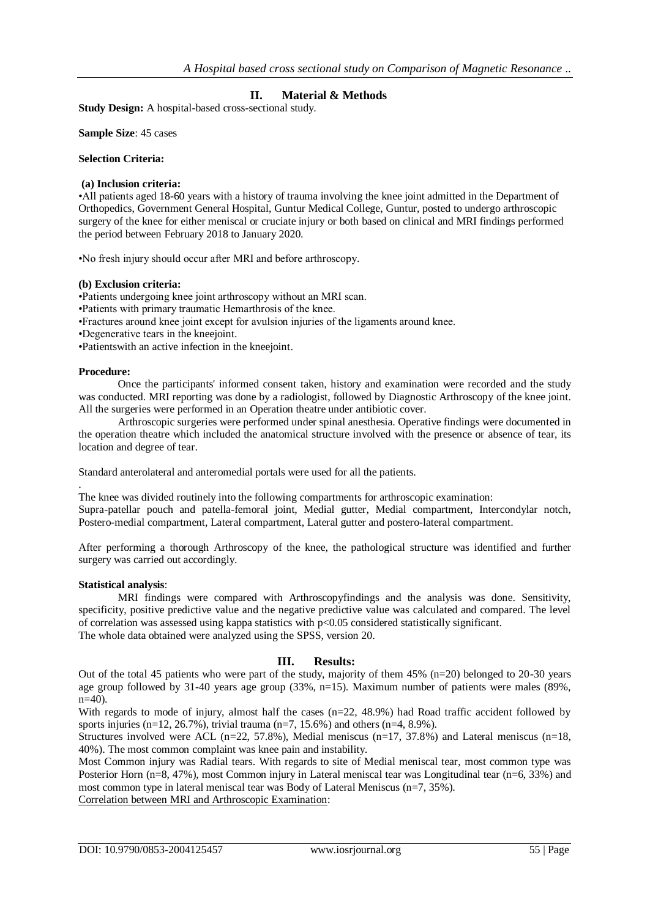## II. Material & Methods

**Study Design:** A hospital-based cross-sectional study.

**Sample Size**: 45 cases

**Selection Criteria:**

**(a) Inclusion criteria:**

•All patients aged 18-60 years with a history of trauma involving the knee joint admitted in the Department of Orthopedics, Government General Hospital, Guntur Medical College, Guntur, posted to undergo arthroscopic surgery of the knee for either meniscal or cruciate injury or both based on clinical and MRI findings performed the period between February 2018 to January 2020.

•No fresh injury should occur after MRI and before arthroscopy.

**(b) Exclusion criteria:**

•Patients undergoing knee joint arthroscopy without an MRI scan.
•Patients with primary traumatic Hemarthrosis of the knee.
•Fractures around knee joint except for avulsion injuries of the ligaments around knee.
•Degenerative tears in the kneejoint.
•Patientswith an active infection in the kneejoint.

**Procedure:**

Once the participants' informed consent taken, history and examination were recorded and the study was conducted. MRI reporting was done by a radiologist, followed by Diagnostic Arthroscopy of the knee joint. All the surgeries were performed in an Operation theatre under antibiotic cover.

Arthroscopic surgeries were performed under spinal anesthesia. Operative findings were documented in the operation theatre which included the anatomical structure involved with the presence or absence of tear, its location and degree of tear.

Standard anterolateral and anteromedial portals were used for all the patients.

The knee was divided routinely into the following compartments for arthroscopic examination:
Supra-patellar pouch and patella-femoral joint, Medial gutter, Medial compartment, Intercondylar notch, Postero-medial compartment, Lateral compartment, Lateral gutter and postero-lateral compartment.

After performing a thorough Arthroscopy of the knee, the pathological structure was identified and further surgery was carried out accordingly.

**Statistical analysis**:

MRI findings were compared with Arthroscopyfindings and the analysis was done. Sensitivity, specificity, positive predictive value and the negative predictive value was calculated and compared. The level of correlation was assessed using kappa statistics with $p<0.05$ considered statistically significant.
The whole data obtained were analyzed using the SPSS, version 20.

## III. Results:

Out of the total 45 patients who were part of the study, majority of them 45% (n=20) belonged to 20-30 years age group followed by 31-40 years age group (33%, n=15). Maximum number of patients were males (89%, n=40).

With regards to mode of injury, almost half the cases (n=22, 48.9%) had Road traffic accident followed by sports injuries (n=12, 26.7%), trivial trauma (n=7, 15.6%) and others (n=4, 8.9%).

Structures involved were ACL (n=22, 57.8%), Medial meniscus (n=17, 37.8%) and Lateral meniscus (n=18, 40%). The most common complaint was knee pain and instability.

Most Common injury was Radial tears. With regards to site of Medial meniscal tear, most common type was Posterior Horn (n=8, 47%), most Common injury in Lateral meniscal tear was Longitudinal tear (n=6, 33%) and most common type in lateral meniscal tear was Body of Lateral Meniscus (n=7, 35%).

Correlation between MRI and Arthroscopic Examination: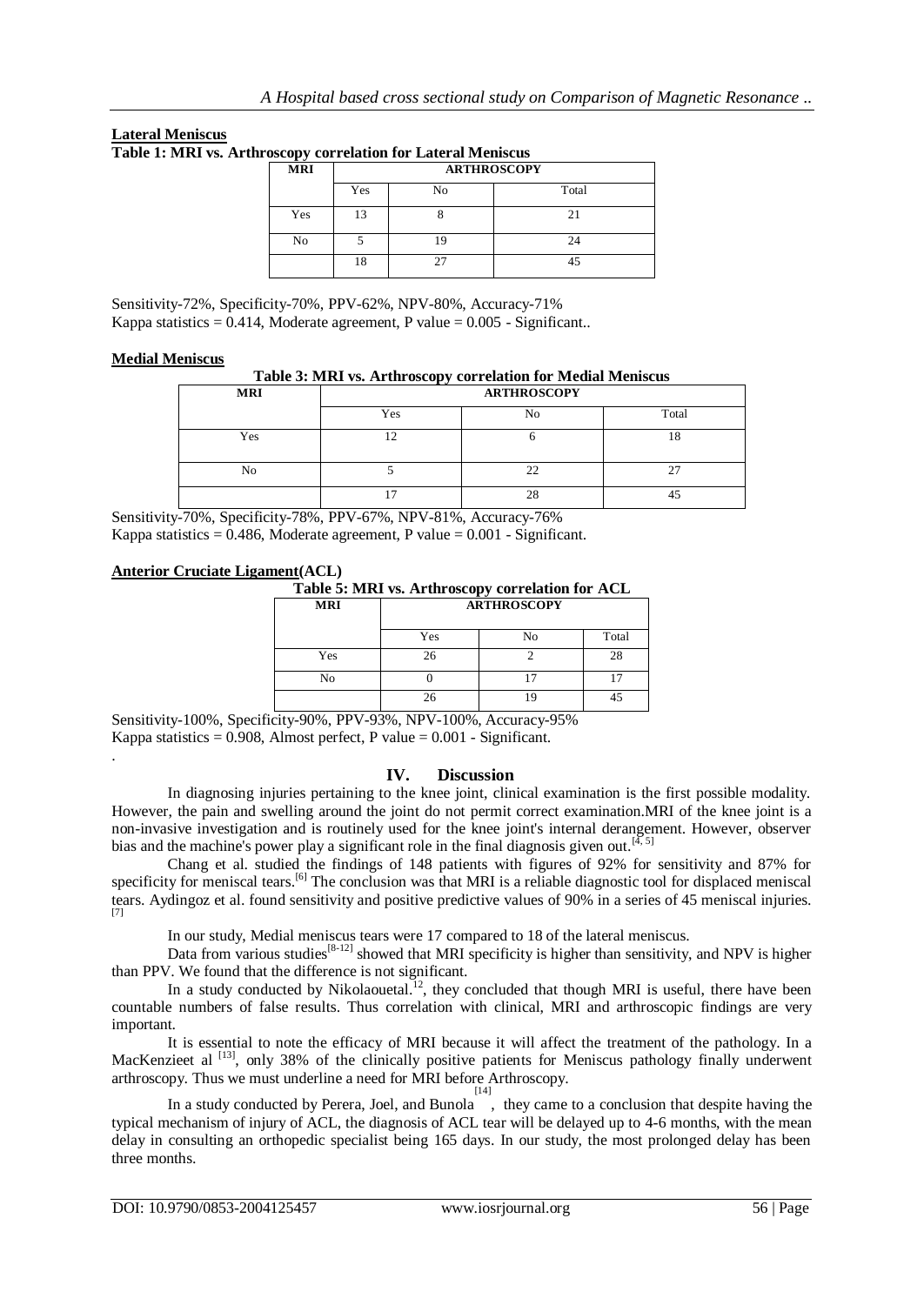## Lateral Meniscus

**Table 1: MRI vs. Arthroscopy correlation for Lateral Meniscus**

| MRI | ARTHROSCOPY | | |
|---|---|---|---|
| | Yes | No | Total |
| Yes | 13 | 8 | 21 |
| No | 5 | 19 | 24 |
| | 18 | 27 | 45 |

Sensitivity-72%, Specificity-70%, PPV-62%, NPV-80%, Accuracy-71%
Kappa statistics = 0.414, Moderate agreement, P value = 0.005 - Significant..

## Medial Meniscus

**Table 3: MRI vs. Arthroscopy correlation for Medial Meniscus**

| MRI | ARTHROSCOPY | | |
|---|---|---|---|
| | Yes | No | Total |
| Yes | 12 | 6 | 18 |
| No | 5 | 22 | 27 |
| | 17 | 28 | 45 |

Sensitivity-70%, Specificity-78%, PPV-67%, NPV-81%, Accuracy-76%
Kappa statistics = 0.486, Moderate agreement, P value = 0.001 - Significant.

## Anterior Cruciate Ligament(ACL)

**Table 5: MRI vs. Arthroscopy correlation for ACL**

| MRI | ARTHROSCOPY | | |
|---|---|---|---|
| | Yes | No | Total |
| Yes | 26 | 2 | 28 |
| No | 0 | 17 | 17 |
| | 26 | 19 | 45 |

Sensitivity-100%, Specificity-90%, PPV-93%, NPV-100%, Accuracy-95%
Kappa statistics = 0.908, Almost perfect, P value = 0.001 - Significant.

.

# IV. Discussion

In diagnosing injuries pertaining to the knee joint, clinical examination is the first possible modality. However, the pain and swelling around the joint do not permit correct examination.MRI of the knee joint is a non-invasive investigation and is routinely used for the knee joint's internal derangement. However, observer bias and the machine's power play a significant role in the final diagnosis given out.[4, 5]

Chang et al. studied the findings of 148 patients with figures of 92% for sensitivity and 87% for specificity for meniscal tears.[6] The conclusion was that MRI is a reliable diagnostic tool for displaced meniscal tears. Aydingoz et al. found sensitivity and positive predictive values of 90% in a series of 45 meniscal injuries.[7]

In our study, Medial meniscus tears were 17 compared to 18 of the lateral meniscus.

Data from various studies[8-12] showed that MRI specificity is higher than sensitivity, and NPV is higher than PPV. We found that the difference is not significant.

In a study conducted by Nikolaouetal.[12], they concluded that though MRI is useful, there have been countable numbers of false results. Thus correlation with clinical, MRI and arthroscopic findings are very important.

It is essential to note the efficacy of MRI because it will affect the treatment of the pathology. In a MacKenzieet al [13], only 38% of the clinically positive patients for Meniscus pathology finally underwent arthroscopy. Thus we must underline a need for MRI before Arthroscopy.

In a study conducted by Perera, Joel, and Bunola[14], they came to a conclusion that despite having the typical mechanism of injury of ACL, the diagnosis of ACL tear will be delayed up to 4-6 months, with the mean delay in consulting an orthopedic specialist being 165 days. In our study, the most prolonged delay has been three months.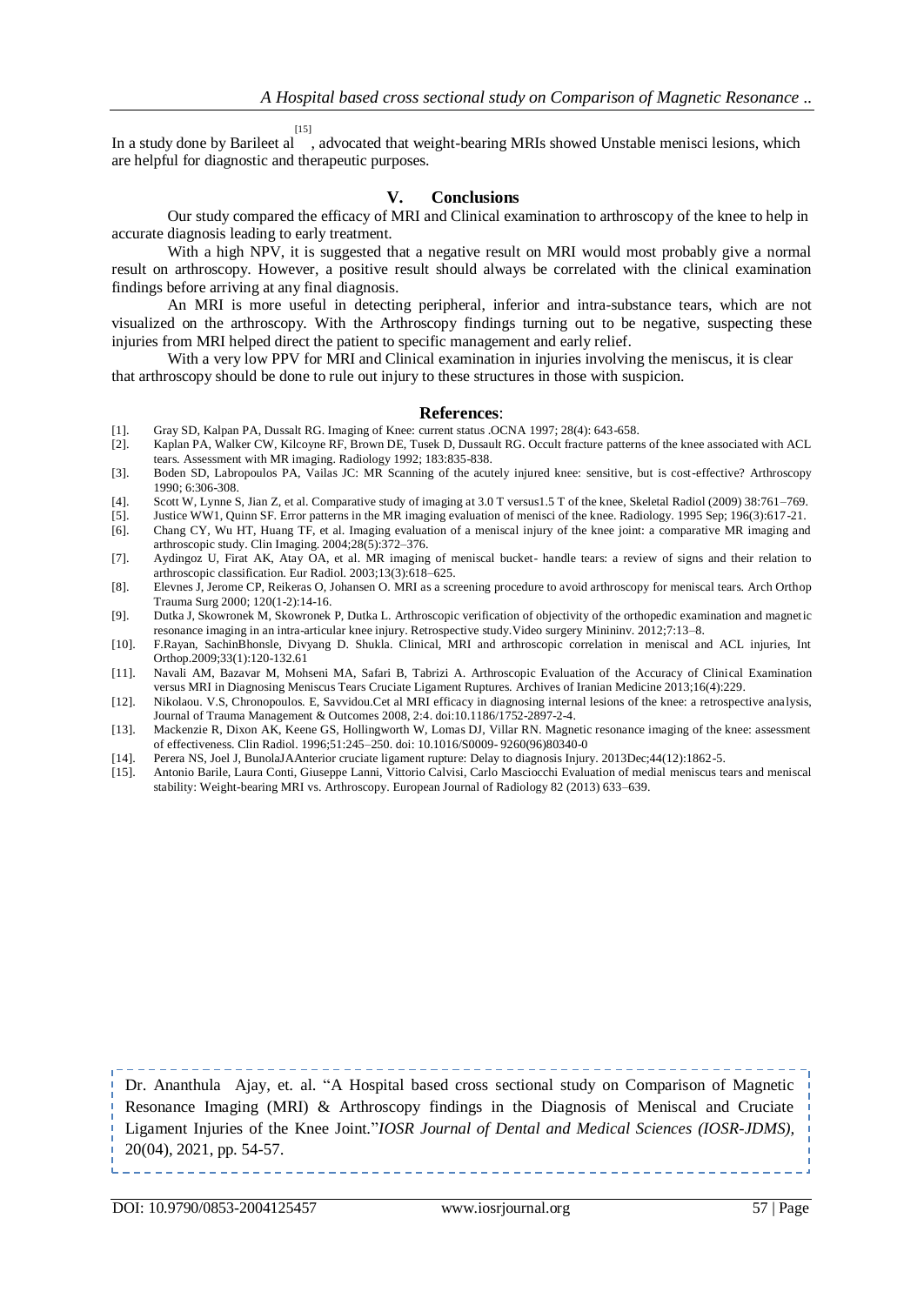In a study done by Barileet al [15], advocated that weight-bearing MRIs showed Unstable menisci lesions, which are helpful for diagnostic and therapeutic purposes.

## V. Conclusions

Our study compared the efficacy of MRI and Clinical examination to arthroscopy of the knee to help in accurate diagnosis leading to early treatment.

With a high NPV, it is suggested that a negative result on MRI would most probably give a normal result on arthroscopy. However, a positive result should always be correlated with the clinical examination findings before arriving at any final diagnosis.

An MRI is more useful in detecting peripheral, inferior and intra-substance tears, which are not visualized on the arthroscopy. With the Arthroscopy findings turning out to be negative, suspecting these injuries from MRI helped direct the patient to specific management and early relief.

With a very low PPV for MRI and Clinical examination in injuries involving the meniscus, it is clear that arthroscopy should be done to rule out injury to these structures in those with suspicion.

## References:

[1]. Gray SD, Kalpan PA, Dussalt RG. Imaging of Knee: current status .OCNA 1997; 28(4): 643-658.

[2]. Kaplan PA, Walker CW, Kilcoyne RF, Brown DE, Tusek D, Dussault RG. Occult fracture patterns of the knee associated with ACL tears. Assessment with MR imaging. Radiology 1992; 183:835-838.

[3]. Boden SD, Labropoulos PA, Vailas JC: MR Scanning of the acutely injured knee: sensitive, but is cost-effective? Arthroscopy 1990; 6:306-308.

[4]. Scott W, Lynne S, Jian Z, et al. Comparative study of imaging at 3.0 T versus1.5 T of the knee, Skeletal Radiol (2009) 38:761–769.

[5]. Justice WW1, Quinn SF. Error patterns in the MR imaging evaluation of menisci of the knee. Radiology. 1995 Sep; 196(3):617-21.

[6]. Chang CY, Wu HT, Huang TF, et al. Imaging evaluation of a meniscal injury of the knee joint: a comparative MR imaging and arthroscopic study. Clin Imaging. 2004;28(5):372–376.

[7]. Aydingoz U, Firat AK, Atay OA, et al. MR imaging of meniscal bucket- handle tears: a review of signs and their relation to arthroscopic classification. Eur Radiol. 2003;13(3):618–625.

[8]. Elevnes J, Jerome CP, Reikeras O, Johansen O. MRI as a screening procedure to avoid arthroscopy for meniscal tears. Arch Orthop Trauma Surg 2000; 120(1-2):14-16.

[9]. Dutka J, Skowronek M, Skowronek P, Dutka L. Arthroscopic verification of objectivity of the orthopedic examination and magnetic resonance imaging in an intra-articular knee injury. Retrospective study.Video surgery Mininiv. 2012;7:13–8.

[10]. F.Rayan, SachinBhonsle, Divyang D. Shukla. Clinical, MRI and arthroscopic correlation in meniscal and ACL injuries, Int Orthop.2009;33(1):120-132.61

[11]. Navali AM, Bazavar M, Mohseni MA, Safari B, Tabrizi A. Arthroscopic Evaluation of the Accuracy of Clinical Examination versus MRI in Diagnosing Meniscus Tears Cruciate Ligament Ruptures. Archives of Iranian Medicine 2013;16(4):229.

[12]. Nikolaou. V.S, Chronopoulos. E, Savvidou.Cet al MRI efficacy in diagnosing internal lesions of the knee: a retrospective analysis, Journal of Trauma Management & Outcomes 2008, 2:4. doi:10.1186/1752-2897-2-4.

[13]. Mackenzie R, Dixon AK, Keene GS, Hollingworth W, Lomas DJ, Villar RN. Magnetic resonance imaging of the knee: assessment of effectiveness. Clin Radiol. 1996;51:245–250. doi: 10.1016/S0009- 9260(96)80340-0

[14]. Perera NS, Joel J, BunolaJAAnterior cruciate ligament rupture: Delay to diagnosis Injury. 2013Dec;44(12):1862-5.

[15]. Antonio Barile, Laura Conti, Giuseppe Lanni, Vittorio Calvisi, Carlo Masciocchi Evaluation of medial meniscus tears and meniscal stability: Weight-bearing MRI vs. Arthroscopy. European Journal of Radiology 82 (2013) 633–639.

Dr. Ananthula Ajay, et. al. "A Hospital based cross sectional study on Comparison of Magnetic Resonance Imaging (MRI) & Arthroscopy findings in the Diagnosis of Meniscal and Cruciate Ligament Injuries of the Knee Joint."*IOSR Journal of Dental and Medical Sciences (IOSR-JDMS)*, 20(04), 2021, pp. 54-57.